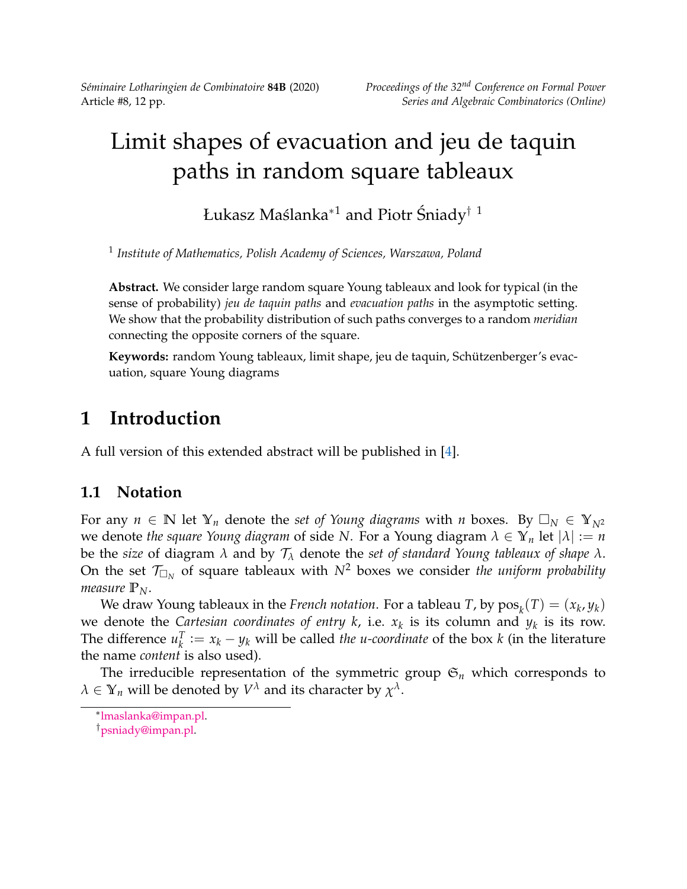# Limit shapes of evacuation and jeu de taquin paths in random square tableaux

Łukasz Maślanka[*1] and Piotr Śniady[† 1]

[1] *Institute of Mathematics, Polish Academy of Sciences, Warszawa, Poland*

**Abstract.** We consider large random square Young tableaux and look for typical (in the sense of probability) *jeu de taquin paths* and *evacuation paths* in the asymptotic setting. We show that the probability distribution of such paths converges to a random *meridian* connecting the opposite corners of the square.

**Keywords:** random Young tableaux, limit shape, jeu de taquin, Schützenberger's evacuation, square Young diagrams

## 1 Introduction

A full version of this extended abstract will be published in [4].

### 1.1 Notation

For any $n \in \mathbb{N}$ let $\mathbb{Y}_n$ denote the *set of Young diagrams* with $n$ boxes. By $\square_N \in \mathbb{Y}_{N^2}$ we denote *the square Young diagram* of side $N$. For a Young diagram $\lambda \in \mathbb{Y}_n$ let $|\lambda| := n$ be the *size* of diagram $\lambda$ and by $\mathcal{T}_\lambda$ denote the *set of standard Young tableaux of shape* $\lambda$. On the set $\mathcal{T}_{\square_N}$ of square tableaux with $N^2$ boxes we consider *the uniform probability measure* $\mathbb{P}_N$.

We draw Young tableaux in the *French notation*. For a tableau $T$, by $\operatorname{pos}_k(T) = (x_k, y_k)$ we denote the *Cartesian coordinates of entry* $k$, i.e. $x_k$ is its column and $y_k$ is its row. The difference $u_k^T := x_k - y_k$ will be called *the u-coordinate* of the box $k$ (in the literature the name *content* is also used).

The irreducible representation of the symmetric group $\mathfrak{S}_n$ which corresponds to $\lambda \in \mathbb{Y}_n$ will be denoted by $V^\lambda$ and its character by $\chi^\lambda$.

[*] lmaslanka@impan.pl.
[†] psniady@impan.pl.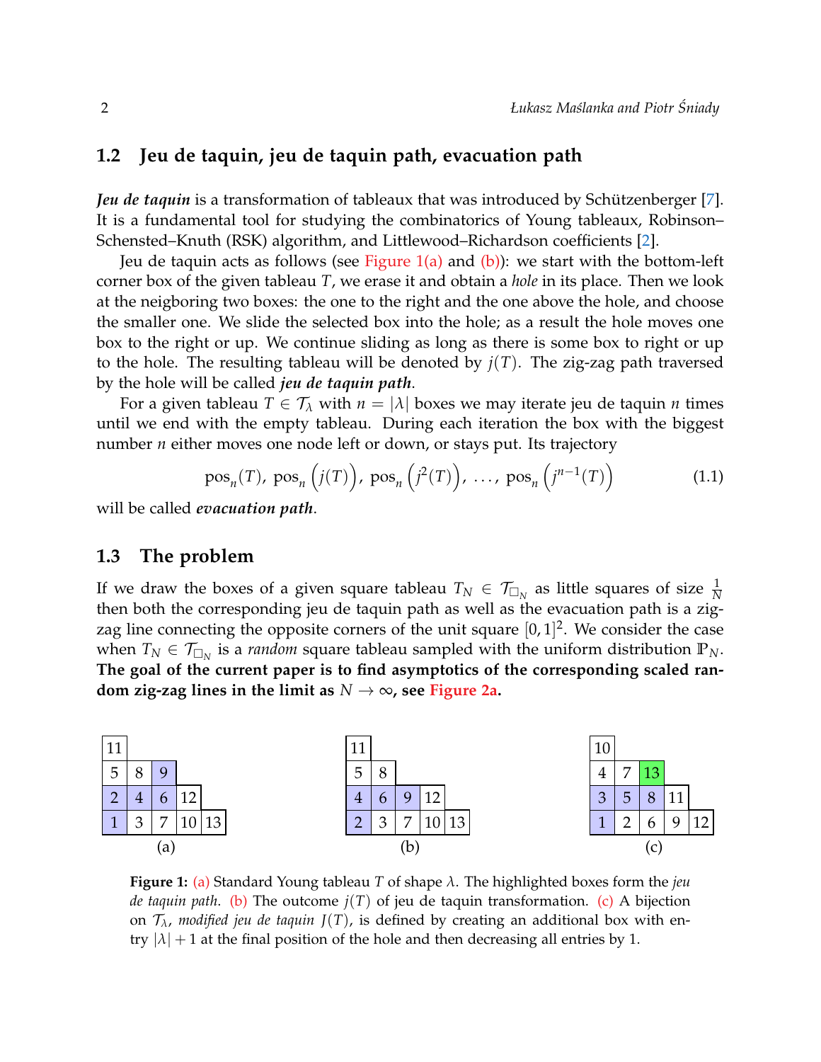## 1.2 Jeu de taquin, jeu de taquin path, evacuation path

***Jeu de taquin*** is a transformation of tableaux that was introduced by Schützenberger [7]. It is a fundamental tool for studying the combinatorics of Young tableaux, Robinson–Schensted–Knuth (RSK) algorithm, and Littlewood–Richardson coefficients [2].

Jeu de taquin acts as follows (see Figure 1(a) and (b)): we start with the bottom-left corner box of the given tableau $T$, we erase it and obtain a *hole* in its place. Then we look at the neigboring two boxes: the one to the right and the one above the hole, and choose the smaller one. We slide the selected box into the hole; as a result the hole moves one box to the right or up. We continue sliding as long as there is some box to right or up to the hole. The resulting tableau will be denoted by $j(T)$. The zig-zag path traversed by the hole will be called ***jeu de taquin path***.

For a given tableau $T \in \mathcal{T}_\lambda$ with $n = |\lambda|$ boxes we may iterate jeu de taquin $n$ times until we end with the empty tableau. During each iteration the box with the biggest number $n$ either moves one node left or down, or stays put. Its trajectory

$$\operatorname{pos}_n(T),\ \operatorname{pos}_n\Big(j(T)\Big),\ \operatorname{pos}_n\Big(j^2(T)\Big),\ \dots,\ \operatorname{pos}_n\Big(j^{n-1}(T)\Big) \tag{1.1}$$

will be called ***evacuation path***.

## 1.3 The problem

If we draw the boxes of a given square tableau $T_N \in \mathcal{T}_{\square_N}$ as little squares of size $\frac{1}{N}$ then both the corresponding jeu de taquin path as well as the evacuation path is a zig-zag line connecting the opposite corners of the unit square $[0,1]^2$. We consider the case when $T_N \in \mathcal{T}_{\square_N}$ is a *random* square tableau sampled with the uniform distribution $\mathbb{P}_N$. **The goal of the current paper is to find asymptotics of the corresponding scaled random zig-zag lines in the limit as $N \to \infty$, see Figure 2a.**

(a)

| 11 | | | | |
|---|---|---|---|---|
| 5 | 8 | 9 | | |
| 2 | 4 | 6 | 12 | |
| 1 | 3 | 7 | 10 | 13 |

(b)

| 11 | | | | |
|---|---|---|---|---|
| 5 | 8 | | | |
| 4 | 6 | 9 | 12 | |
| 2 | 3 | 7 | 10 | 13 |

(c)

| 10 | | | | |
|---|---|---|---|---|
| 4 | 7 | 13 | | |
| 3 | 5 | 8 | 11 | |
| 1 | 2 | 6 | 9 | 12 |

**Figure 1:** (a) Standard Young tableau $T$ of shape $\lambda$. The highlighted boxes form the *jeu de taquin path.* (b) The outcome $j(T)$ of jeu de taquin transformation. (c) A bijection on $\mathcal{T}_\lambda$, *modified jeu de taquin* $J(T)$, is defined by creating an additional box with entry $|\lambda| + 1$ at the final position of the hole and then decreasing all entries by 1.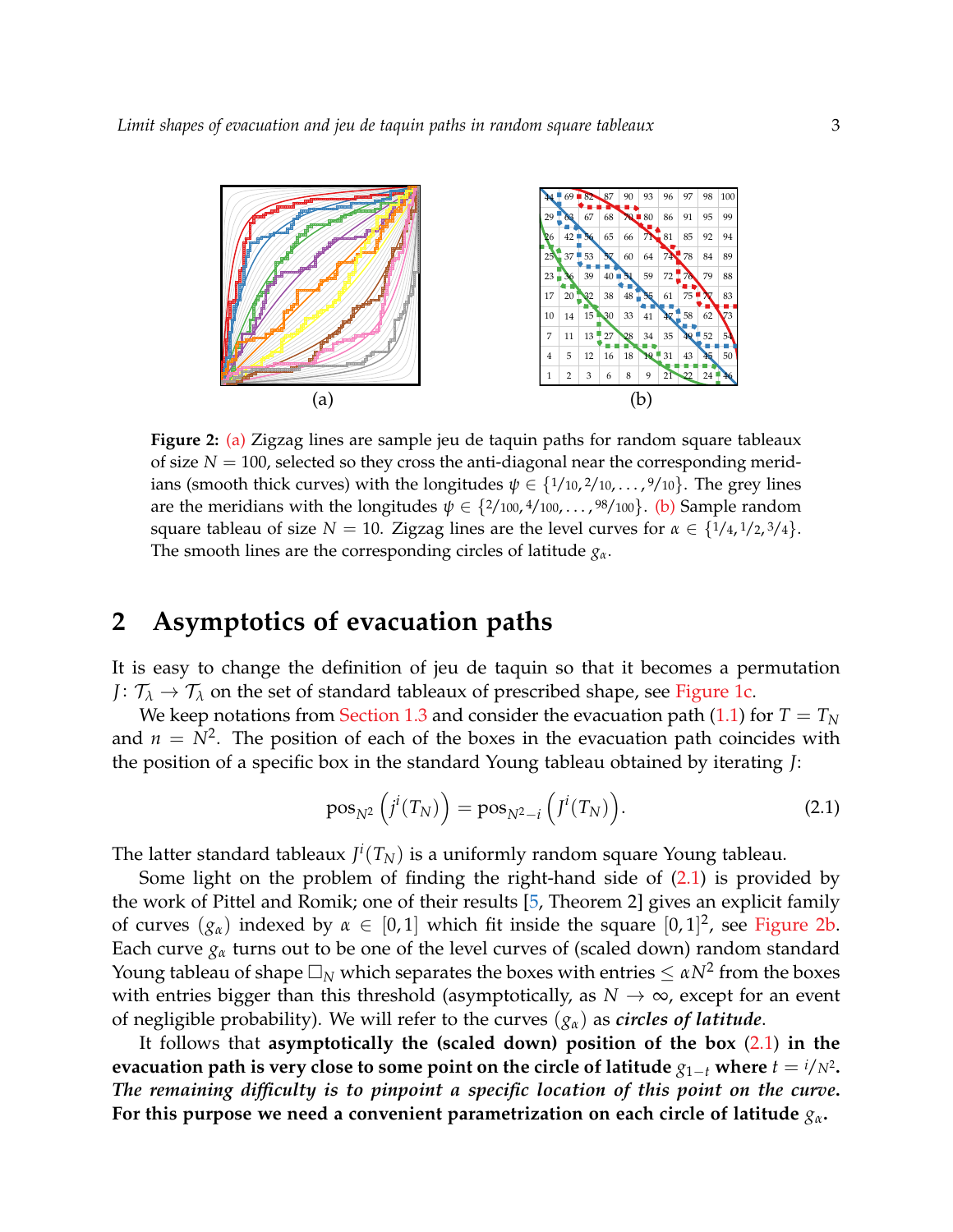(a) (b)

**Figure 2:** (a) Zigzag lines are sample jeu de taquin paths for random square tableaux of size $N = 100$, selected so they cross the anti-diagonal near the corresponding meridians (smooth thick curves) with the longitudes $\psi \in \{1/10, 2/10, \dots, 9/10\}$. The grey lines are the meridians with the longitudes $\psi \in \{2/100, 4/100, \dots, 98/100\}$. (b) Sample random square tableau of size $N = 10$. Zigzag lines are the level curves for $\alpha \in \{1/4, 1/2, 3/4\}$. The smooth lines are the corresponding circles of latitude $g_\alpha$.

## 2 Asymptotics of evacuation paths

It is easy to change the definition of jeu de taquin so that it becomes a permutation $J \colon \mathcal{T}_\lambda \to \mathcal{T}_\lambda$ on the set of standard tableaux of prescribed shape, see Figure 1c.

We keep notations from Section 1.3 and consider the evacuation path (1.1) for $T = T_N$ and $n = N^2$. The position of each of the boxes in the evacuation path coincides with the position of a specific box in the standard Young tableau obtained by iterating $J$:

$$\operatorname{pos}_{N^2}\left(j^i(T_N)\right) = \operatorname{pos}_{N^2-i}\left(J^i(T_N)\right). \tag{2.1}$$

The latter standard tableaux $J^i(T_N)$ is a uniformly random square Young tableau.

Some light on the problem of finding the right-hand side of (2.1) is provided by the work of Pittel and Romik; one of their results [5, Theorem 2] gives an explicit family of curves $(g_\alpha)$ indexed by $\alpha \in [0,1]$ which fit inside the square $[0,1]^2$, see Figure 2b. Each curve $g_\alpha$ turns out to be one of the level curves of (scaled down) random standard Young tableau of shape $\square_N$ which separates the boxes with entries $\leq \alpha N^2$ from the boxes with entries bigger than this threshold (asymptotically, as $N \to \infty$, except for an event of negligible probability). We will refer to the curves $(g_\alpha)$ as ***circles of latitude***.

It follows that **asymptotically the (scaled down) position of the box (2.1) in the evacuation path is very close to some point on the circle of latitude $g_{1-t}$ where $t = i/N^2$.** ***The remaining difficulty is to pinpoint a specific location of this point on the curve.*** **For this purpose we need a convenient parametrization on each circle of latitude $g_\alpha$.**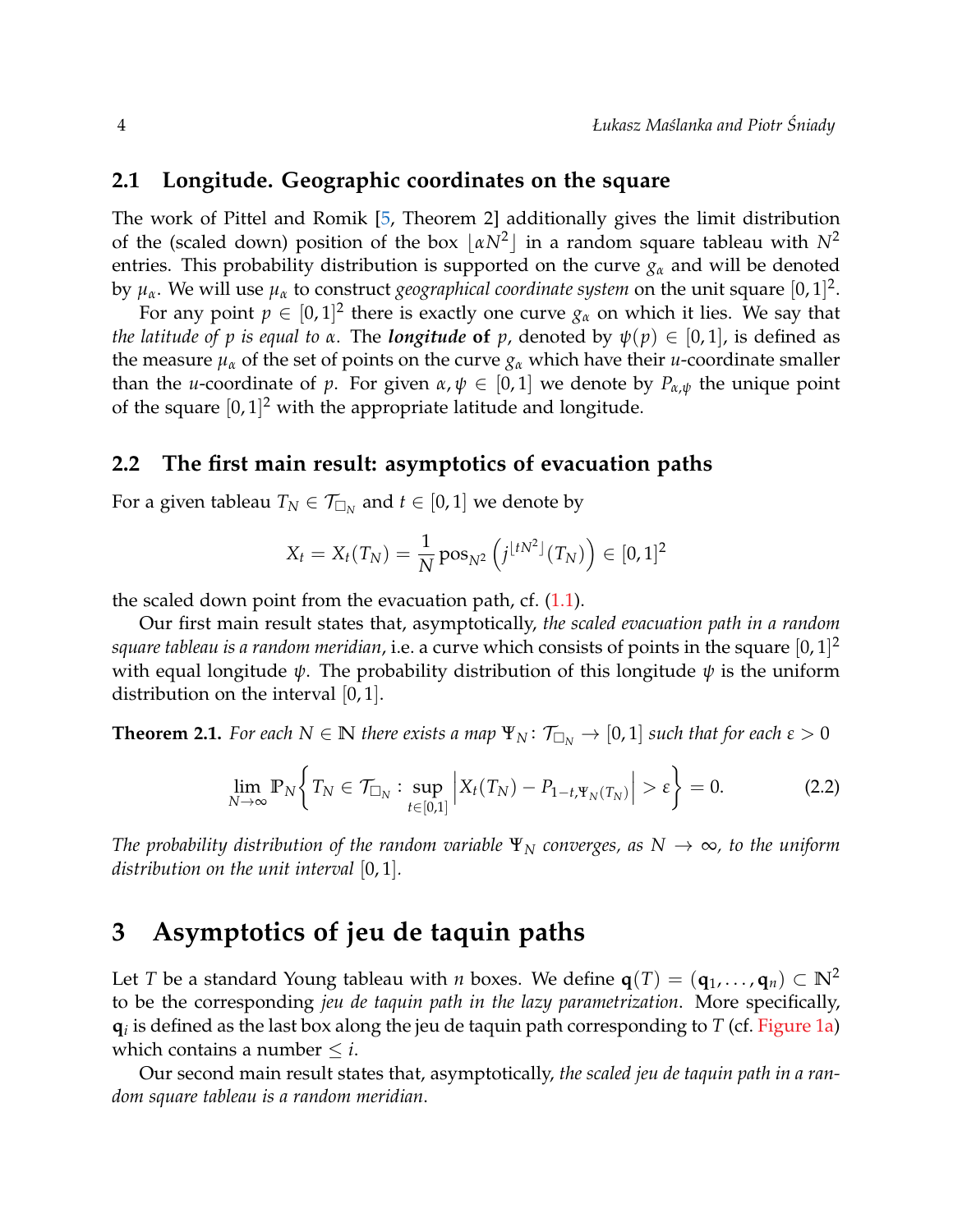### 2.1 Longitude. Geographic coordinates on the square

The work of Pittel and Romik [5, Theorem 2] additionally gives the limit distribution of the (scaled down) position of the box $\lfloor \alpha N^2 \rfloor$ in a random square tableau with $N^2$ entries. This probability distribution is supported on the curve $g_\alpha$ and will be denoted by $\mu_\alpha$. We will use $\mu_\alpha$ to construct *geographical coordinate system* on the unit square $[0,1]^2$.

For any point $p \in [0,1]^2$ there is exactly one curve $g_\alpha$ on which it lies. We say that *the latitude of $p$ is equal to $\alpha$*. The ***longitude* of** $p$, denoted by $\psi(p) \in [0,1]$, is defined as the measure $\mu_\alpha$ of the set of points on the curve $g_\alpha$ which have their $u$-coordinate smaller than the $u$-coordinate of $p$. For given $\alpha, \psi \in [0,1]$ we denote by $P_{\alpha,\psi}$ the unique point of the square $[0,1]^2$ with the appropriate latitude and longitude.

### 2.2 The first main result: asymptotics of evacuation paths

For a given tableau $T_N \in \mathcal{T}_{\square_N}$ and $t \in [0,1]$ we denote by

$$X_t = X_t(T_N) = \frac{1}{N} \operatorname{pos}_{N^2}\left( j^{\lfloor t N^2 \rfloor}(T_N) \right) \in [0,1]^2$$

the scaled down point from the evacuation path, cf. (1.1).

Our first main result states that, asymptotically, *the scaled evacuation path in a random square tableau is a random meridian*, i.e. a curve which consists of points in the square $[0,1]^2$ with equal longitude $\psi$. The probability distribution of this longitude $\psi$ is the uniform distribution on the interval $[0,1]$.

**Theorem 2.1.** *For each $N \in \mathbb{N}$ there exists a map $\Psi_N \colon \mathcal{T}_{\square_N} \to [0,1]$ such that for each $\varepsilon > 0$*

$$\lim_{N\to\infty} \mathbb{P}_N \left\{ T_N \in \mathcal{T}_{\square_N} : \sup_{t\in[0,1]} \left| X_t(T_N) - P_{1-t, \Psi_N(T_N)} \right| > \varepsilon \right\} = 0. \tag{2.2}$$

*The probability distribution of the random variable $\Psi_N$ converges, as $N \to \infty$, to the uniform distribution on the unit interval $[0,1]$.*

## 3 Asymptotics of jeu de taquin paths

Let $T$ be a standard Young tableau with $n$ boxes. We define $\mathbf{q}(T) = (\mathbf{q}_1, \dots, \mathbf{q}_n) \subset \mathbb{N}^2$ to be the corresponding *jeu de taquin path in the lazy parametrization*. More specifically, $\mathbf{q}_i$ is defined as the last box along the jeu de taquin path corresponding to $T$ (cf. Figure 1a) which contains a number $\leq i$.

Our second main result states that, asymptotically, *the scaled jeu de taquin path in a random square tableau is a random meridian*.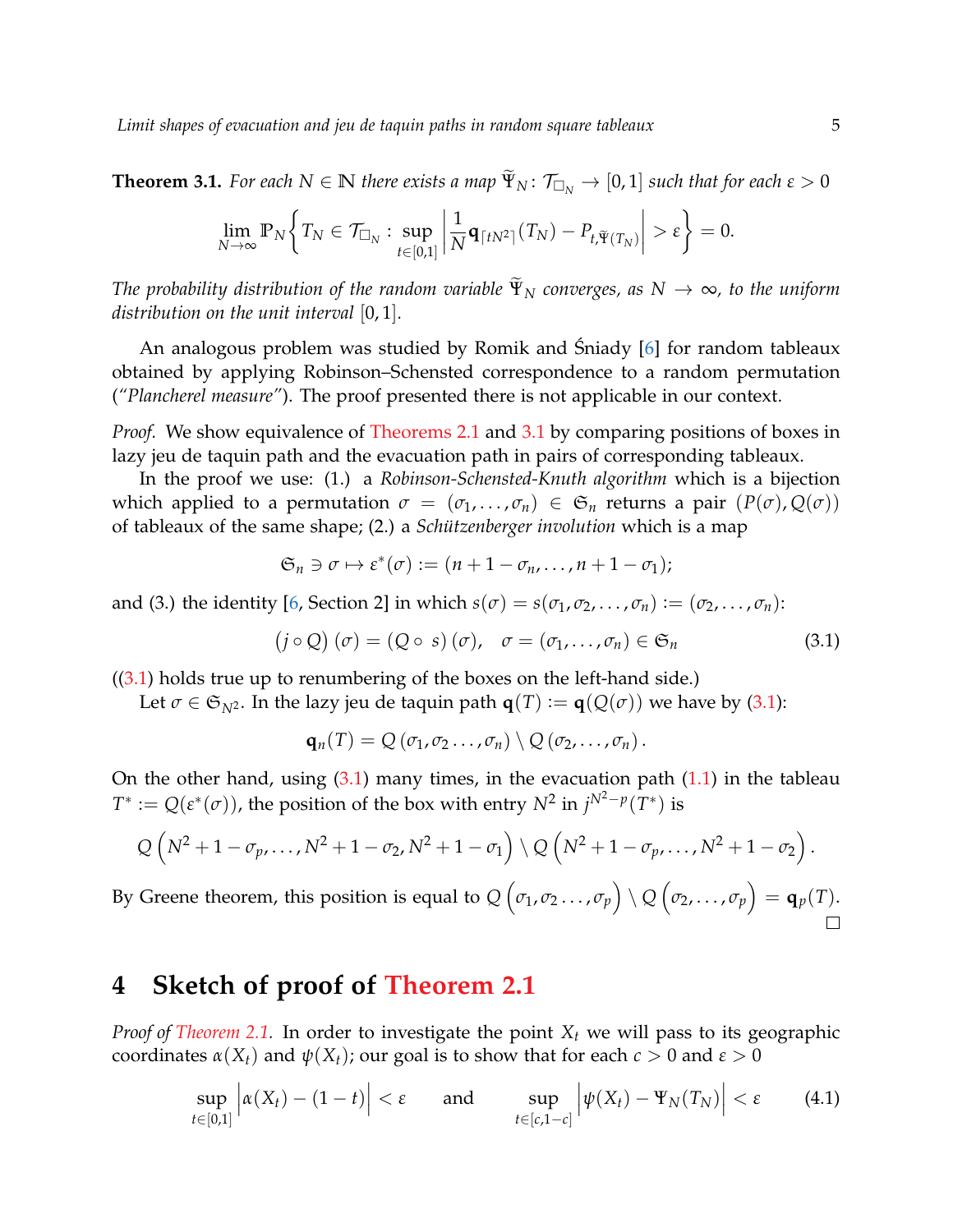**Theorem 3.1.** *For each $N \in \mathbb{N}$ there exists a map $\widetilde{\Psi}_N \colon \mathcal{T}_{\square_N} \to [0,1]$ such that for each $\varepsilon > 0$*

$$\lim_{N\to\infty} \mathbb{P}_N \left\{ T_N \in \mathcal{T}_{\square_N} : \sup_{t\in[0,1]} \left| \frac{1}{N} \mathbf{q}_{\lceil tN^2 \rceil}(T_N) - P_{t,\widetilde{\Psi}(T_N)} \right| > \varepsilon \right\} = 0.$$

*The probability distribution of the random variable $\widetilde{\Psi}_N$ converges, as $N \to \infty$, to the uniform distribution on the unit interval $[0,1]$.*

An analogous problem was studied by Romik and Śniady [6] for random tableaux obtained by applying Robinson–Schensted correspondence to a random permutation (*"Plancherel measure"*). The proof presented there is not applicable in our context.

*Proof.* We show equivalence of Theorems 2.1 and 3.1 by comparing positions of boxes in lazy jeu de taquin path and the evacuation path in pairs of corresponding tableaux.

In the proof we use: (1.) a *Robinson-Schensted-Knuth algorithm* which is a bijection which applied to a permutation $\sigma = (\sigma_1, \dots, \sigma_n) \in \mathfrak{S}_n$ returns a pair $(P(\sigma), Q(\sigma))$ of tableaux of the same shape; (2.) a *Schützenberger involution* which is a map

$$\mathfrak{S}_n \ni \sigma \mapsto \varepsilon^*(\sigma) := (n+1-\sigma_n, \dots, n+1-\sigma_1);$$

and (3.) the identity [6, Section 2] in which $s(\sigma) = s(\sigma_1, \sigma_2, \dots, \sigma_n) := (\sigma_2, \dots, \sigma_n)$:

$$(j \circ Q)(\sigma) = (Q \circ s)(\sigma), \quad \sigma = (\sigma_1, \dots, \sigma_n) \in \mathfrak{S}_n \tag{3.1}$$

((3.1) holds true up to renumbering of the boxes on the left-hand side.)

Let $\sigma \in \mathfrak{S}_{N^2}$. In the lazy jeu de taquin path $\mathbf{q}(T) := \mathbf{q}(Q(\sigma))$ we have by (3.1):

$$\mathbf{q}_n(T) = Q(\sigma_1, \sigma_2 \dots, \sigma_n) \setminus Q(\sigma_2, \dots, \sigma_n).$$

On the other hand, using (3.1) many times, in the evacuation path (1.1) in the tableau $T^* := Q(\varepsilon^*(\sigma))$, the position of the box with entry $N^2$ in $j^{N^2-p}(T^*)$ is

$$Q\left(N^2+1-\sigma_p, \dots, N^2+1-\sigma_2, N^2+1-\sigma_1\right) \setminus Q\left(N^2+1-\sigma_p, \dots, N^2+1-\sigma_2\right).$$

By Greene theorem, this position is equal to $Q\left(\sigma_1, \sigma_2 \dots, \sigma_p\right) \setminus Q\left(\sigma_2, \dots, \sigma_p\right) = \mathbf{q}_p(T)$. $\square$

# 4 Sketch of proof of Theorem 2.1

*Proof of Theorem 2.1.* In order to investigate the point $X_t$ we will pass to its geographic coordinates $\alpha(X_t)$ and $\psi(X_t)$; our goal is to show that for each $c > 0$ and $\varepsilon > 0$

$$\sup_{t\in[0,1]} \left| \alpha(X_t) - (1-t) \right| < \varepsilon \qquad \text{and} \qquad \sup_{t\in[c,1-c]} \left| \psi(X_t) - \Psi_N(T_N) \right| < \varepsilon \tag{4.1}$$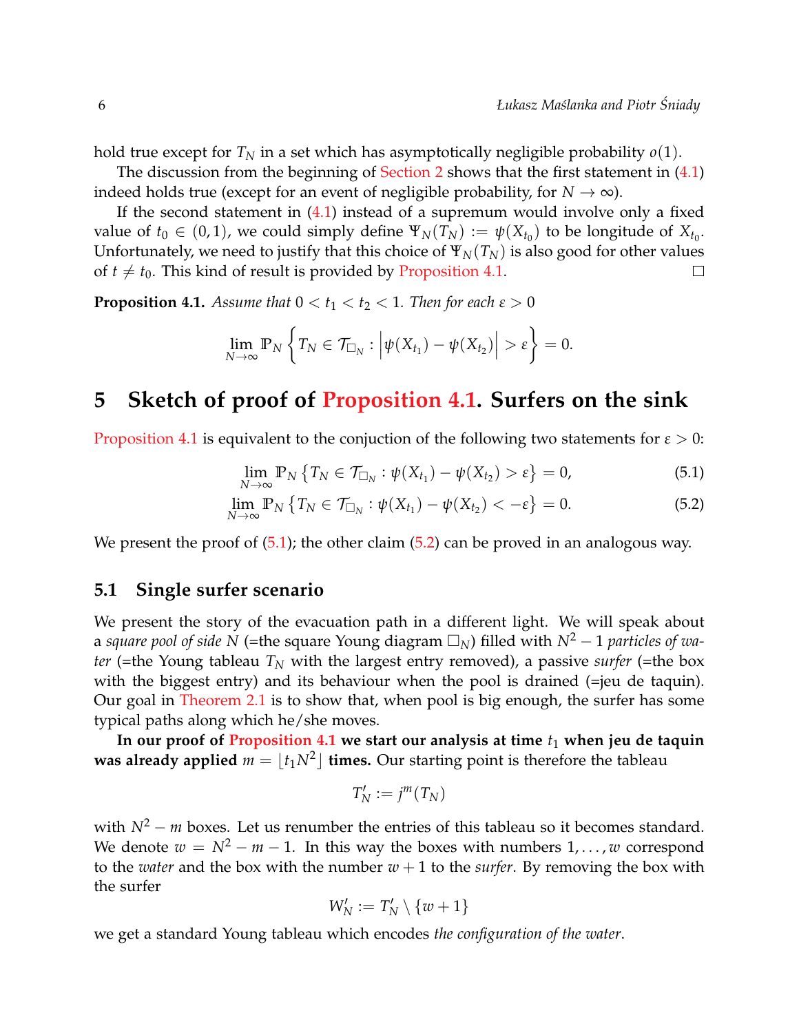hold true except for $T_N$ in a set which has asymptotically negligible probability $o(1)$.

The discussion from the beginning of Section 2 shows that the first statement in (4.1) indeed holds true (except for an event of negligible probability, for $N \to \infty$).

If the second statement in (4.1) instead of a supremum would involve only a fixed value of $t_0 \in (0,1)$, we could simply define $\Psi_N(T_N) := \psi(X_{t_0})$ to be longitude of $X_{t_0}$. Unfortunately, we need to justify that this choice of $\Psi_N(T_N)$ is also good for other values of $t \neq t_0$. This kind of result is provided by Proposition 4.1. □

**Proposition 4.1.** *Assume that $0 < t_1 < t_2 < 1$. Then for each $\varepsilon > 0$*

$$\lim_{N \to \infty} \mathbb{P}_N \left\{ T_N \in \mathcal{T}_{\square_N} : \left| \psi(X_{t_1}) - \psi(X_{t_2}) \right| > \varepsilon \right\} = 0.$$

# 5 Sketch of proof of Proposition 4.1. Surfers on the sink

Proposition 4.1 is equivalent to the conjuction of the following two statements for $\varepsilon > 0$:

$$\lim_{N \to \infty} \mathbb{P}_N \left\{ T_N \in \mathcal{T}_{\square_N} : \psi(X_{t_1}) - \psi(X_{t_2}) > \varepsilon \right\} = 0, \tag{5.1}$$

$$\lim_{N \to \infty} \mathbb{P}_N \left\{ T_N \in \mathcal{T}_{\square_N} : \psi(X_{t_1}) - \psi(X_{t_2}) < -\varepsilon \right\} = 0. \tag{5.2}$$

We present the proof of (5.1); the other claim (5.2) can be proved in an analogous way.

## 5.1 Single surfer scenario

We present the story of the evacuation path in a different light. We will speak about a *square pool of side $N$* (=the square Young diagram $\square_N$) filled with $N^2 - 1$ *particles of water* (=the Young tableau $T_N$ with the largest entry removed), a passive *surfer* (=the box with the biggest entry) and its behaviour when the pool is drained (=jeu de taquin). Our goal in Theorem 2.1 is to show that, when pool is big enough, the surfer has some typical paths along which he/she moves.

**In our proof of Proposition 4.1 we start our analysis at time $t_1$ when jeu de taquin was already applied $m = \lfloor t_1 N^2 \rfloor$ times.** Our starting point is therefore the tableau

$$T'_N := j^m(T_N)$$

with $N^2 - m$ boxes. Let us renumber the entries of this tableau so it becomes standard. We denote $w = N^2 - m - 1$. In this way the boxes with numbers $1, \dots, w$ correspond to the *water* and the box with the number $w + 1$ to the *surfer*. By removing the box with the surfer

$$W'_N := T'_N \setminus \{w + 1\}$$

we get a standard Young tableau which encodes *the configuration of the water*.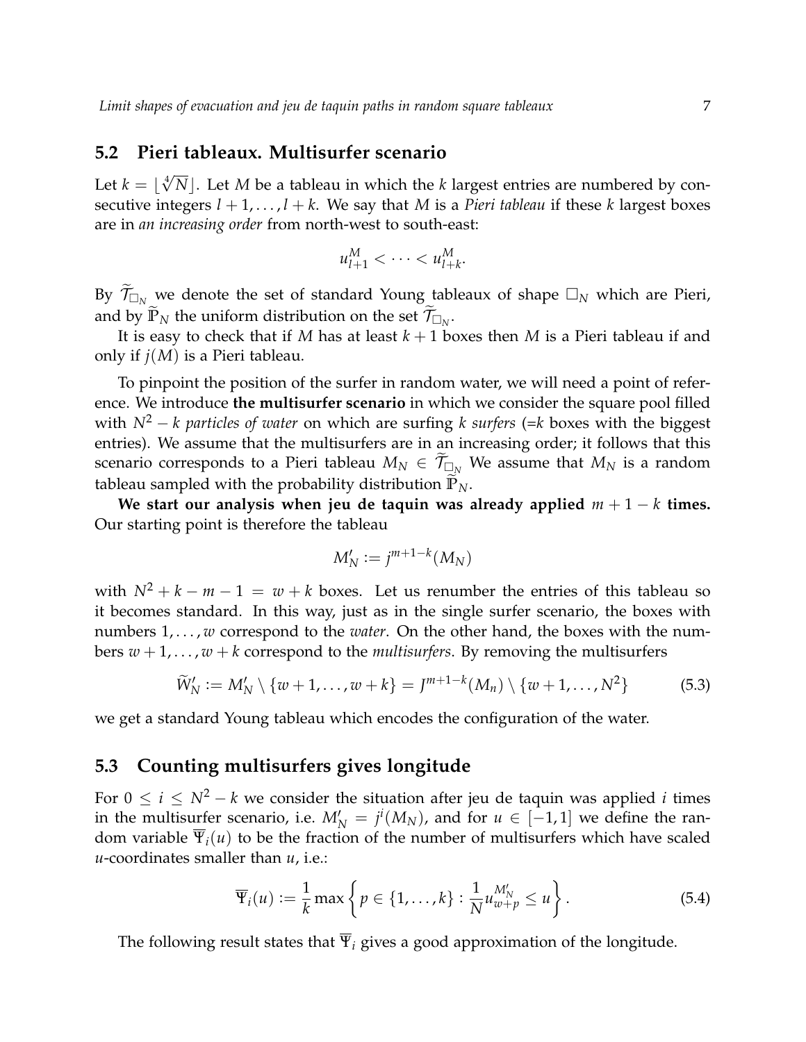## 5.2 Pieri tableaux. Multisurfer scenario

Let $k = \lfloor \sqrt[4]{N} \rfloor$. Let $M$ be a tableau in which the $k$ largest entries are numbered by consecutive integers $l+1, \dots, l+k$. We say that $M$ is a *Pieri tableau* if these $k$ largest boxes are in *an increasing order* from north-west to south-east:

$$u^M_{l+1} < \cdots < u^M_{l+k}.$$

By $\widetilde{\mathcal{T}}_{\square_N}$ we denote the set of standard Young tableaux of shape $\square_N$ which are Pieri, and by $\widetilde{\mathbb{P}}_N$ the uniform distribution on the set $\widetilde{\mathcal{T}}_{\square_N}$.

It is easy to check that if $M$ has at least $k+1$ boxes then $M$ is a Pieri tableau if and only if $j(M)$ is a Pieri tableau.

To pinpoint the position of the surfer in random water, we will need a point of reference. We introduce **the multisurfer scenario** in which we consider the square pool filled with $N^2 - k$ *particles of water* on which are surfing $k$ *surfers* (=$k$ boxes with the biggest entries). We assume that the multisurfers are in an increasing order; it follows that this scenario corresponds to a Pieri tableau $M_N \in \widetilde{\mathcal{T}}_{\square_N}$ We assume that $M_N$ is a random tableau sampled with the probability distribution $\widetilde{\mathbb{P}}_N$.

**We start our analysis when jeu de taquin was already applied** $m+1-k$ **times.** Our starting point is therefore the tableau

$$M'_N := j^{m+1-k}(M_N)$$

with $N^2 + k - m - 1 = w + k$ boxes. Let us renumber the entries of this tableau so it becomes standard. In this way, just as in the single surfer scenario, the boxes with numbers $1, \dots, w$ correspond to the *water*. On the other hand, the boxes with the numbers $w+1, \dots, w+k$ correspond to the *multisurfers*. By removing the multisurfers

$$\widetilde{W}'_N := M'_N \setminus \{w+1, \dots, w+k\} = J^{m+1-k}(M_n) \setminus \{w+1, \dots, N^2\} \tag{5.3}$$

we get a standard Young tableau which encodes the configuration of the water.

## 5.3 Counting multisurfers gives longitude

For $0 \leq i \leq N^2 - k$ we consider the situation after jeu de taquin was applied $i$ times in the multisurfer scenario, i.e. $M'_N = j^i(M_N)$, and for $u \in [-1, 1]$ we define the random variable $\overline{\Psi}_i(u)$ to be the fraction of the number of multisurfers which have scaled $u$-coordinates smaller than $u$, i.e.:

$$\overline{\Psi}_i(u) := \frac{1}{k} \max \left\{ p \in \{1, \dots, k\} : \frac{1}{N} u^{M'_N}_{w+p} \leq u \right\}. \tag{5.4}$$

The following result states that $\overline{\Psi}_i$ gives a good approximation of the longitude.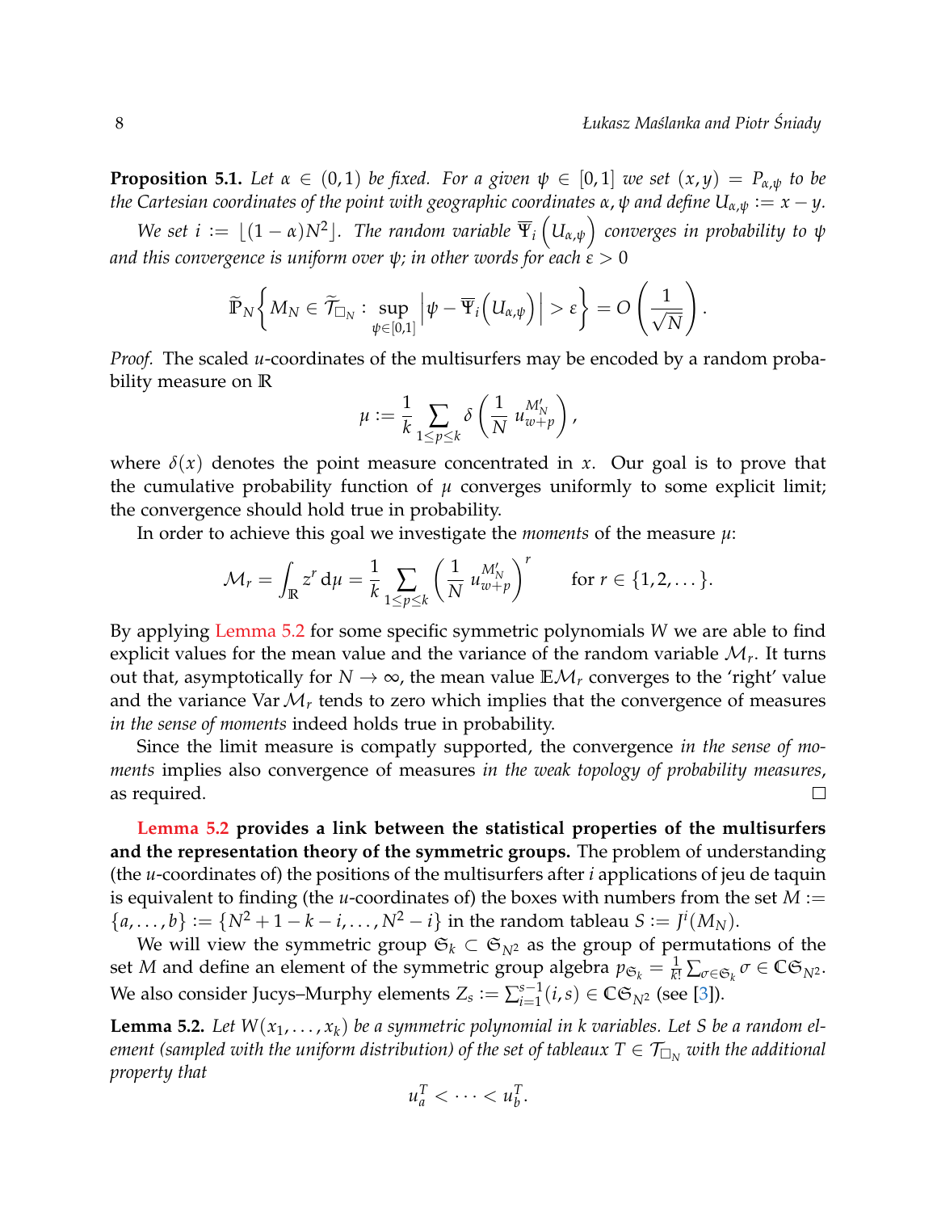**Proposition 5.1.** *Let $\alpha \in (0,1)$ be fixed. For a given $\psi \in [0,1]$ we set $(x,y) = P_{\alpha,\psi}$ to be the Cartesian coordinates of the point with geographic coordinates $\alpha, \psi$ and define $U_{\alpha,\psi} := x - y$.*

*We set $i := \lfloor (1-\alpha) N^2 \rfloor$. The random variable $\overline{\Psi}_i\left(U_{\alpha,\psi}\right)$ converges in probability to $\psi$ and this convergence is uniform over $\psi$; in other words for each $\varepsilon > 0$*

$$\widetilde{\mathbb{P}}_N \left\{ M_N \in \widetilde{\mathcal{T}}_{\square_N} : \sup_{\psi \in [0,1]} \left| \psi - \overline{\Psi}_i\left(U_{\alpha,\psi}\right) \right| > \varepsilon \right\} = O\left( \frac{1}{\sqrt{N}} \right).$$

*Proof.* The scaled $u$-coordinates of the multisurfers may be encoded by a random probability measure on $\mathbb{R}$

$$\mu := \frac{1}{k} \sum_{1 \leq p \leq k} \delta\left( \frac{1}{N}\, u_{w+p}^{M_N'} \right),$$

where $\delta(x)$ denotes the point measure concentrated in $x$. Our goal is to prove that the cumulative probability function of $\mu$ converges uniformly to some explicit limit; the convergence should hold true in probability.

In order to achieve this goal we investigate the *moments* of the measure $\mu$:

$$\mathcal{M}_r = \int_{\mathbb{R}} z^r \, \mathrm{d}\mu = \frac{1}{k} \sum_{1 \leq p \leq k} \left( \frac{1}{N}\, u_{w+p}^{M_N'} \right)^r \qquad \text{for } r \in \{1, 2, \dots\}.$$

By applying Lemma 5.2 for some specific symmetric polynomials $W$ we are able to find explicit values for the mean value and the variance of the random variable $\mathcal{M}_r$. It turns out that, asymptotically for $N \to \infty$, the mean value $\mathbb{E}\mathcal{M}_r$ converges to the 'right' value and the variance $\operatorname{Var} \mathcal{M}_r$ tends to zero which implies that the convergence of measures *in the sense of moments* indeed holds true in probability.

Since the limit measure is compatly supported, the convergence *in the sense of moments* implies also convergence of measures *in the weak topology of probability measures*, as required. □

**Lemma 5.2 provides a link between the statistical properties of the multisurfers and the representation theory of the symmetric groups.** The problem of understanding (the $u$-coordinates of) the positions of the multisurfers after $i$ applications of jeu de taquin is equivalent to finding (the $u$-coordinates of) the boxes with numbers from the set $M := \{a, \dots, b\} := \{N^2 + 1 - k - i, \dots, N^2 - i\}$ in the random tableau $S := J^i(M_N)$.

We will view the symmetric group $\mathfrak{S}_k \subset \mathfrak{S}_{N^2}$ as the group of permutations of the set $M$ and define an element of the symmetric group algebra $p_{\mathfrak{S}_k} = \frac{1}{k!} \sum_{\sigma \in \mathfrak{S}_k} \sigma \in \mathbb{C}\mathfrak{S}_{N^2}$. We also consider Jucys–Murphy elements $Z_s := \sum_{i=1}^{s-1} (i,s) \in \mathbb{C}\mathfrak{S}_{N^2}$ (see [3]).

**Lemma 5.2.** *Let $W(x_1, \dots, x_k)$ be a symmetric polynomial in $k$ variables. Let $S$ be a random element (sampled with the uniform distribution) of the set of tableaux $T \in \mathcal{T}_{\square_N}$ with the additional property that*

$$u_a^T < \cdots < u_b^T.$$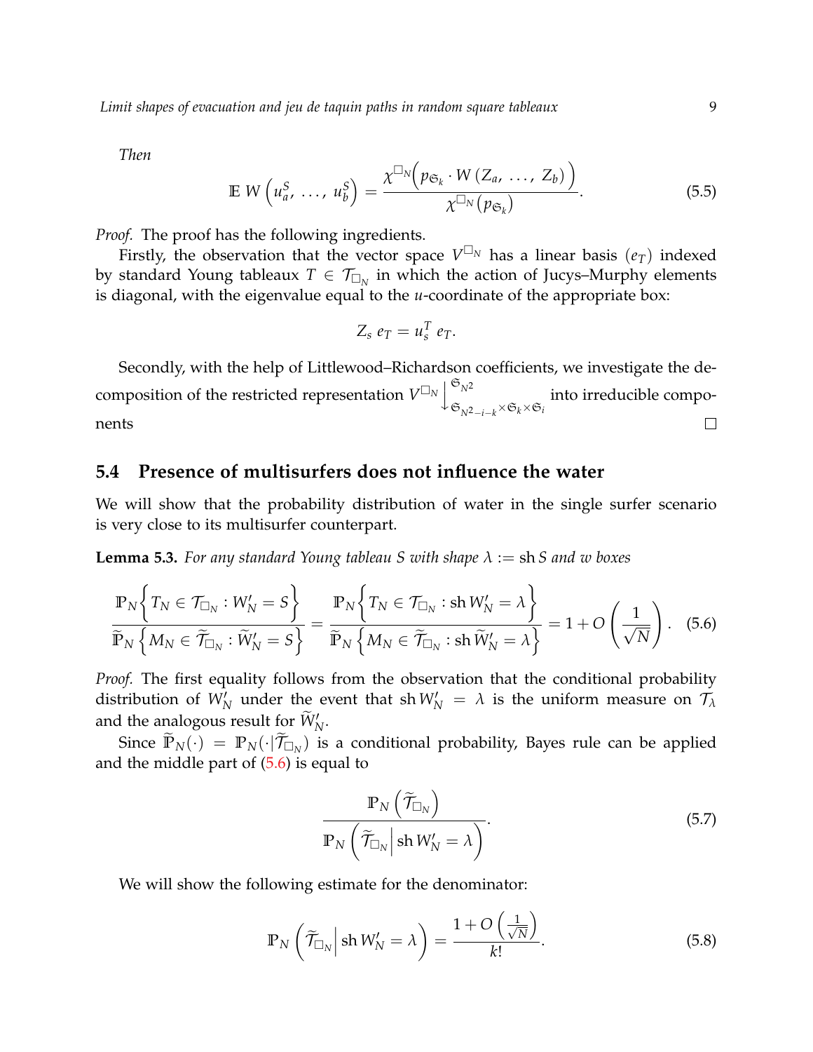*Then*

$$\mathbb{E}\, W\left(u_a^S,\, \dots,\, u_b^S\right) = \frac{\chi^{\square_N}\Big(p_{\mathfrak{S}_k} \cdot W\left(Z_a,\, \dots,\, Z_b\right)\Big)}{\chi^{\square_N}\left(p_{\mathfrak{S}_k}\right)}. \tag{5.5}$$

*Proof.* The proof has the following ingredients.

Firstly, the observation that the vector space $V^{\square_N}$ has a linear basis $(e_T)$ indexed by standard Young tableaux $T \in \mathcal{T}_{\square_N}$ in which the action of Jucys–Murphy elements is diagonal, with the eigenvalue equal to the $u$-coordinate of the appropriate box:

$$Z_s\, e_T = u_s^T\, e_T.$$

Secondly, with the help of Littlewood–Richardson coefficients, we investigate the decomposition of the restricted representation $V^{\square_N} \Big\downarrow^{\mathfrak{S}_{N^2}}_{\mathfrak{S}_{N^2-i-k} \times \mathfrak{S}_k \times \mathfrak{S}_i}$ into irreducible components □

## 5.4 Presence of multisurfers does not influence the water

We will show that the probability distribution of water in the single surfer scenario is very close to its multisurfer counterpart.

**Lemma 5.3.** *For any standard Young tableau $S$ with shape $\lambda := \operatorname{sh} S$ and $w$ boxes*

$$\frac{\mathbb{P}_N\Big\{T_N \in \mathcal{T}_{\square_N} : W_N' = S\Big\}}{\widetilde{\mathbb{P}}_N\Big\{M_N \in \widetilde{\mathcal{T}}_{\square_N} : \widetilde{W}_N' = S\Big\}} = \frac{\mathbb{P}_N\Big\{T_N \in \mathcal{T}_{\square_N} : \operatorname{sh} W_N' = \lambda\Big\}}{\widetilde{\mathbb{P}}_N\Big\{M_N \in \widetilde{\mathcal{T}}_{\square_N} : \operatorname{sh} \widetilde{W}_N' = \lambda\Big\}} = 1 + O\left(\frac{1}{\sqrt{N}}\right). \tag{5.6}$$

*Proof.* The first equality follows from the observation that the conditional probability distribution of $W_N'$ under the event that $\operatorname{sh} W_N' = \lambda$ is the uniform measure on $\mathcal{T}_\lambda$ and the analogous result for $\widetilde{W}_N'$.

Since $\widetilde{\mathbb{P}}_N(\cdot) = \mathbb{P}_N(\cdot | \widetilde{\mathcal{T}}_{\square_N})$ is a conditional probability, Bayes rule can be applied and the middle part of (5.6) is equal to

$$\frac{\mathbb{P}_N\left(\widetilde{\mathcal{T}}_{\square_N}\right)}{\mathbb{P}_N\left(\widetilde{\mathcal{T}}_{\square_N} \Big| \operatorname{sh} W_N' = \lambda\right)}. \tag{5.7}$$

We will show the following estimate for the denominator:

$$\mathbb{P}_N\left(\widetilde{\mathcal{T}}_{\square_N} \Big| \operatorname{sh} W_N' = \lambda\right) = \frac{1 + O\left(\frac{1}{\sqrt{N}}\right)}{k!}. \tag{5.8}$$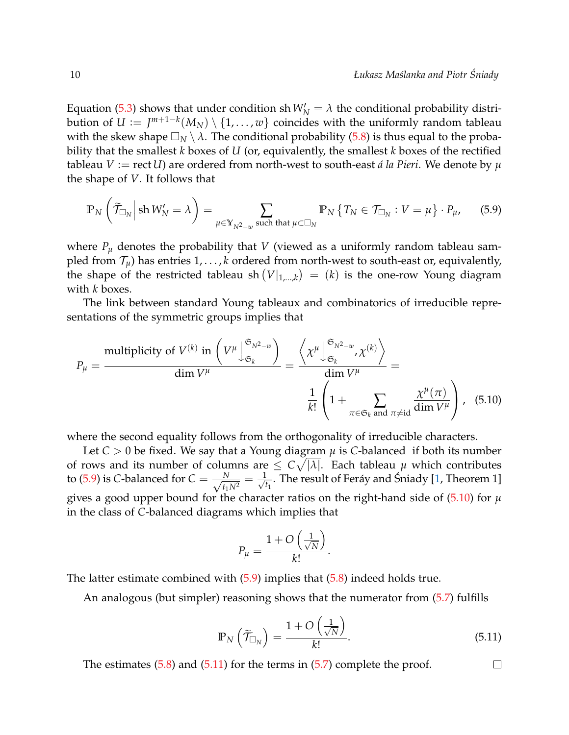Equation (5.3) shows that under condition $\operatorname{sh} W'_N = \lambda$ the conditional probability distribution of $U := J^{m+1-k}(M_N) \setminus \{1, \dots, w\}$ coincides with the uniformly random tableau with the skew shape $\square_N \setminus \lambda$. The conditional probability (5.8) is thus equal to the probability that the smallest $k$ boxes of $U$ (or, equivalently, the smallest $k$ boxes of the rectified tableau $V := \operatorname{rect} U$) are ordered from north-west to south-east *á la Pieri*. We denote by $\mu$ the shape of $V$. It follows that

$$\mathbb{P}_N \left( \widetilde{\mathcal{T}}_{\square_N} \middle| \operatorname{sh} W'_N = \lambda \right) = \sum_{\mu \in \mathbb{Y}_{N^2-w} \text{ such that } \mu \subset \square_N} \mathbb{P}_N \left\{ T_N \in \mathcal{T}_{\square_N} : V = \mu \right\} \cdot P_\mu, \tag{5.9}$$

where $P_\mu$ denotes the probability that $V$ (viewed as a uniformly random tableau sampled from $\mathcal{T}_\mu$) has entries $1, \dots, k$ ordered from north-west to south-east or, equivalently, the shape of the restricted tableau $\operatorname{sh}\left(V|_{1,\dots,k}\right) = (k)$ is the one-row Young diagram with $k$ boxes.

The link between standard Young tableaux and combinatorics of irreducible representations of the symmetric groups implies that

$$P_\mu = \frac{\text{multiplicity of } V^{(k)} \text{ in } \left( V^\mu \Big\downarrow^{\mathfrak{S}_{N^2-w}}_{\mathfrak{S}_k} \right)}{\dim V^\mu} = \frac{\left\langle \chi^\mu \Big\downarrow^{\mathfrak{S}_{N^2-w}}_{\mathfrak{S}_k}, \chi^{(k)} \right\rangle}{\dim V^\mu} = \frac{1}{k!} \left( 1 + \sum_{\pi \in \mathfrak{S}_k \text{ and } \pi \neq \mathrm{id}} \frac{\chi^\mu(\pi)}{\dim V^\mu} \right), \tag{5.10}$$

where the second equality follows from the orthogonality of irreducible characters.

Let $C > 0$ be fixed. We say that a Young diagram $\mu$ is $C$-balanced if both its number of rows and its number of columns are $\leq C\sqrt{|\lambda|}$. Each tableau $\mu$ which contributes to (5.9) is $C$-balanced for $C = \frac{N}{\sqrt{t_1 N^2}} = \frac{1}{\sqrt{t_1}}$. The result of Feráy and Śniady [1, Theorem 1] gives a good upper bound for the character ratios on the right-hand side of (5.10) for $\mu$ in the class of $C$-balanced diagrams which implies that

$$P_\mu = \frac{1 + O\left(\frac{1}{\sqrt{N}}\right)}{k!}.$$

The latter estimate combined with (5.9) implies that (5.8) indeed holds true.

An analogous (but simpler) reasoning shows that the numerator from (5.7) fulfills

$$\mathbb{P}_N \left( \widetilde{\mathcal{T}}_{\square_N} \right) = \frac{1 + O\left(\frac{1}{\sqrt{N}}\right)}{k!}. \tag{5.11}$$

The estimates (5.8) and (5.11) for the terms in (5.7) complete the proof. □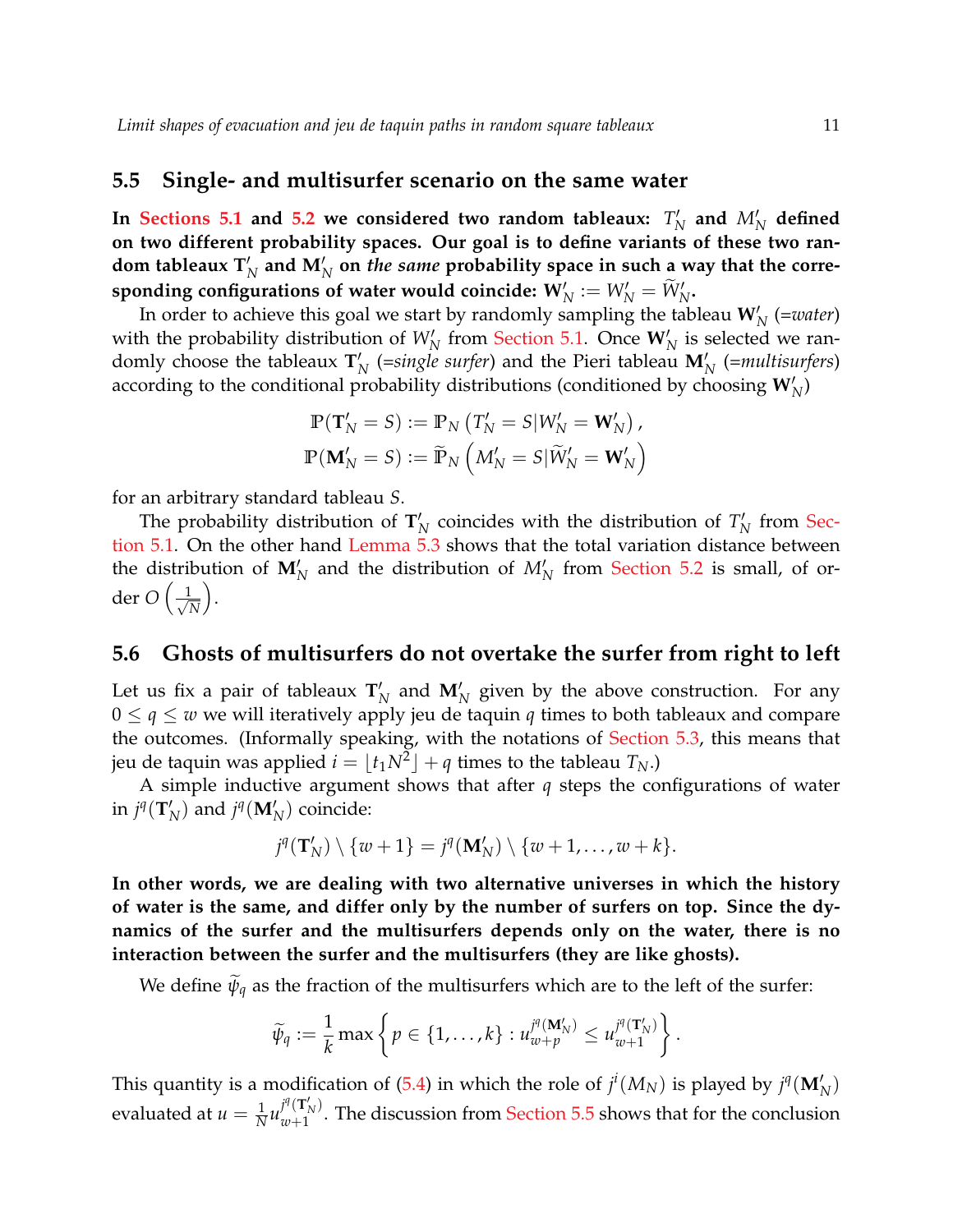## 5.5 Single- and multisurfer scenario on the same water

**In Sections 5.1 and 5.2 we considered two random tableaux: $T'_N$ and $M'_N$ defined on two different probability spaces. Our goal is to define variants of these two random tableaux $\mathbf{T}'_N$ and $\mathbf{M}'_N$ on *the same* probability space in such a way that the corresponding configurations of water would coincide: $\mathbf{W}'_N := W'_N = \widetilde{W}'_N$.**

In order to achieve this goal we start by randomly sampling the tableau $\mathbf{W}'_N$ (=*water*) with the probability distribution of $W'_N$ from Section 5.1. Once $\mathbf{W}'_N$ is selected we randomly choose the tableaux $\mathbf{T}'_N$ (=*single surfer*) and the Pieri tableau $\mathbf{M}'_N$ (=*multisurfers*) according to the conditional probability distributions (conditioned by choosing $\mathbf{W}'_N$)

$$\mathbb{P}(\mathbf{T}'_N = S) := \mathbb{P}_N \left( T'_N = S | W'_N = \mathbf{W}'_N \right),$$
$$\mathbb{P}(\mathbf{M}'_N = S) := \widetilde{\mathbb{P}}_N \left( M'_N = S | \widetilde{W}'_N = \mathbf{W}'_N \right)$$

for an arbitrary standard tableau $S$.

The probability distribution of $\mathbf{T}'_N$ coincides with the distribution of $T'_N$ from Section 5.1. On the other hand Lemma 5.3 shows that the total variation distance between the distribution of $\mathbf{M}'_N$ and the distribution of $M'_N$ from Section 5.2 is small, of order $O\left(\frac{1}{\sqrt{N}}\right)$.

## 5.6 Ghosts of multisurfers do not overtake the surfer from right to left

Let us fix a pair of tableaux $\mathbf{T}'_N$ and $\mathbf{M}'_N$ given by the above construction. For any $0 \leq q \leq w$ we will iteratively apply jeu de taquin $q$ times to both tableaux and compare the outcomes. (Informally speaking, with the notations of Section 5.3, this means that jeu de taquin was applied $i = \lfloor t_1 N^2 \rfloor + q$ times to the tableau $T_N$.)

A simple inductive argument shows that after $q$ steps the configurations of water in $j^q(\mathbf{T}'_N)$ and $j^q(\mathbf{M}'_N)$ coincide:

$$j^q(\mathbf{T}'_N) \setminus \{w+1\} = j^q(\mathbf{M}'_N) \setminus \{w+1, \dots, w+k\}.$$

**In other words, we are dealing with two alternative universes in which the history of water is the same, and differ only by the number of surfers on top. Since the dynamics of the surfer and the multisurfers depends only on the water, there is no interaction between the surfer and the multisurfers (they are like ghosts).**

We define $\widetilde{\psi}_q$ as the fraction of the multisurfers which are to the left of the surfer:

$$\widetilde{\psi}_q := \frac{1}{k} \max \left\{ p \in \{1, \dots, k\} : u_{w+p}^{j^q(\mathbf{M}'_N)} \leq u_{w+1}^{j^q(\mathbf{T}'_N)} \right\}.$$

This quantity is a modification of (5.4) in which the role of $j^i(M_N)$ is played by $j^q(\mathbf{M}'_N)$ evaluated at $u = \frac{1}{N} u_{w+1}^{j^q(\mathbf{T}'_N)}$. The discussion from Section 5.5 shows that for the conclusion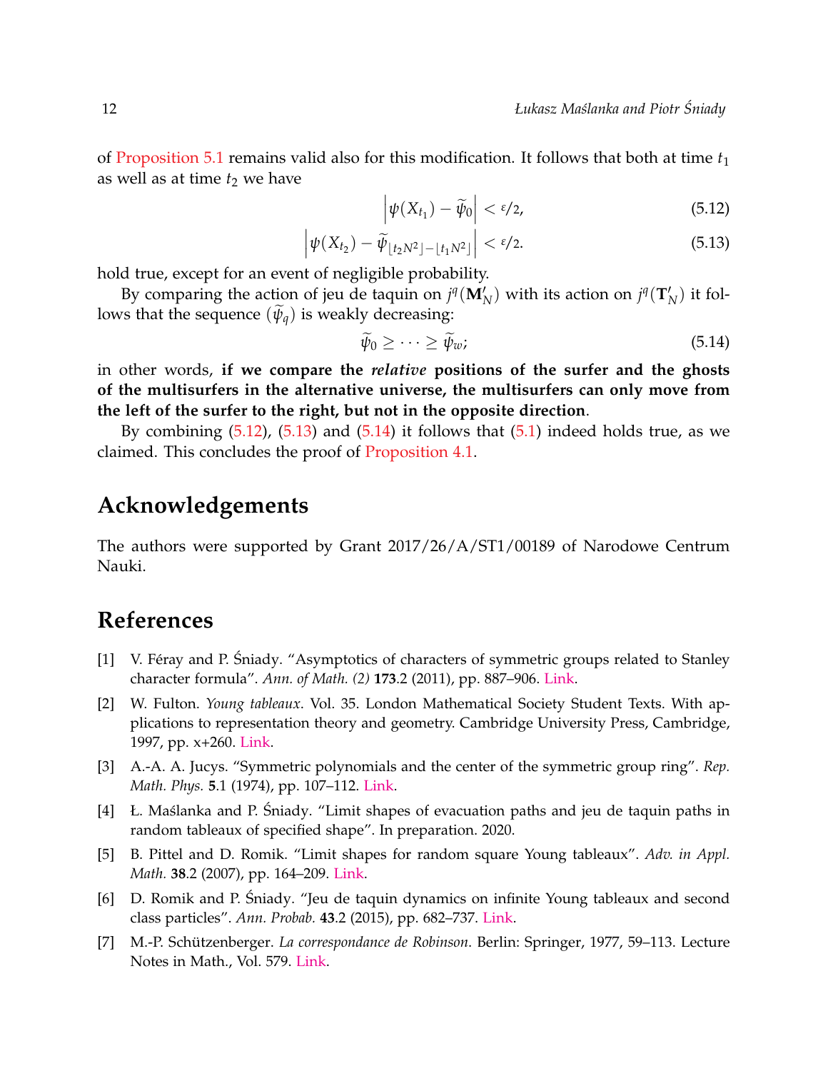of Proposition 5.1 remains valid also for this modification. It follows that both at time $t_1$ as well as at time $t_2$ we have

$$\left| \psi(X_{t_1}) - \widetilde{\psi}_0 \right| < \varepsilon/2, \tag{5.12}$$

$$\left| \psi(X_{t_2}) - \widetilde{\psi}_{\lfloor t_2 N^2 \rfloor - \lfloor t_1 N^2 \rfloor} \right| < \varepsilon/2. \tag{5.13}$$

hold true, except for an event of negligible probability.

By comparing the action of jeu de taquin on $j^q(\mathbf{M}'_N)$ with its action on $j^q(\mathbf{T}'_N)$ it follows that the sequence $(\widetilde{\psi}_q)$ is weakly decreasing:

$$\widetilde{\psi}_0 \geq \cdots \geq \widetilde{\psi}_w; \tag{5.14}$$

in other words, **if we compare the *relative* positions of the surfer and the ghosts of the multisurfers in the alternative universe, the multisurfers can only move from the left of the surfer to the right, but not in the opposite direction**.

By combining (5.12), (5.13) and (5.14) it follows that (5.1) indeed holds true, as we claimed. This concludes the proof of Proposition 4.1.

## Acknowledgements

The authors were supported by Grant 2017/26/A/ST1/00189 of Narodowe Centrum Nauki.

## References

[1] V. Féray and P. Śniady. "Asymptotics of characters of symmetric groups related to Stanley character formula". *Ann. of Math. (2)* **173**.2 (2011), pp. 887–906. Link.

[2] W. Fulton. *Young tableaux*. Vol. 35. London Mathematical Society Student Texts. With applications to representation theory and geometry. Cambridge University Press, Cambridge, 1997, pp. x+260. Link.

[3] A.-A. A. Jucys. "Symmetric polynomials and the center of the symmetric group ring". *Rep. Math. Phys.* **5**.1 (1974), pp. 107–112. Link.

[4] Ł. Maślanka and P. Śniady. "Limit shapes of evacuation paths and jeu de taquin paths in random tableaux of specified shape". In preparation. 2020.

[5] B. Pittel and D. Romik. "Limit shapes for random square Young tableaux". *Adv. in Appl. Math.* **38**.2 (2007), pp. 164–209. Link.

[6] D. Romik and P. Śniady. "Jeu de taquin dynamics on infinite Young tableaux and second class particles". *Ann. Probab.* **43**.2 (2015), pp. 682–737. Link.

[7] M.-P. Schützenberger. *La correspondance de Robinson*. Berlin: Springer, 1977, 59–113. Lecture Notes in Math., Vol. 579. Link.